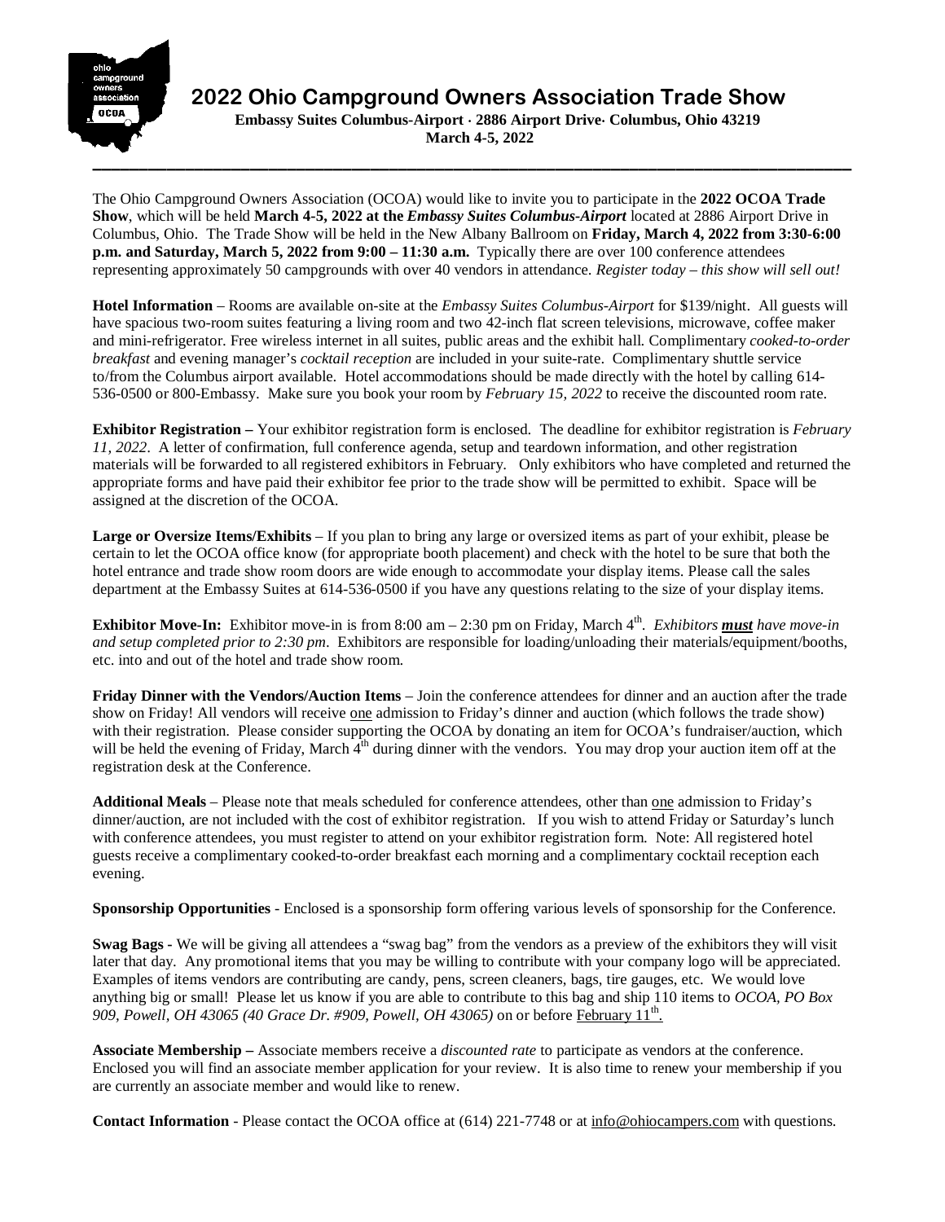# 2022 Ohio Campground Owners Association Trade Show

**Embassy Suites Columbus-Airport · 2886 Airport Drive· Columbus, Ohio 43219**
**March 4-5, 2022**

---

The Ohio Campground Owners Association (OCOA) would like to invite you to participate in the **2022 OCOA Trade Show**, which will be held **March 4-5, 2022 at the *Embassy Suites Columbus-Airport*** located at 2886 Airport Drive in Columbus, Ohio. The Trade Show will be held in the New Albany Ballroom on **Friday, March 4, 2022 from 3:30-6:00 p.m. and Saturday, March 5, 2022 from 9:00 – 11:30 a.m.** Typically there are over 100 conference attendees representing approximately 50 campgrounds with over 40 vendors in attendance. *Register today – this show will sell out!*

**Hotel Information** – Rooms are available on-site at the *Embassy Suites Columbus-Airport* for $139/night. All guests will have spacious two-room suites featuring a living room and two 42-inch flat screen televisions, microwave, coffee maker and mini-refrigerator. Free wireless internet in all suites, public areas and the exhibit hall. Complimentary *cooked-to-order breakfast* and evening manager's *cocktail reception* are included in your suite-rate. Complimentary shuttle service to/from the Columbus airport available. Hotel accommodations should be made directly with the hotel by calling 614-536-0500 or 800-Embassy. Make sure you book your room by *February 15, 2022* to receive the discounted room rate.

**Exhibitor Registration –** Your exhibitor registration form is enclosed. The deadline for exhibitor registration is *February 11, 2022*. A letter of confirmation, full conference agenda, setup and teardown information, and other registration materials will be forwarded to all registered exhibitors in February. Only exhibitors who have completed and returned the appropriate forms and have paid their exhibitor fee prior to the trade show will be permitted to exhibit. Space will be assigned at the discretion of the OCOA.

**Large or Oversize Items/Exhibits** – If you plan to bring any large or oversized items as part of your exhibit, please be certain to let the OCOA office know (for appropriate booth placement) and check with the hotel to be sure that both the hotel entrance and trade show room doors are wide enough to accommodate your display items. Please call the sales department at the Embassy Suites at 614-536-0500 if you have any questions relating to the size of your display items.

**Exhibitor Move-In:** Exhibitor move-in is from 8:00 am – 2:30 pm on Friday, March 4th. *Exhibitors **must** have move-in and setup completed prior to 2:30 pm*. Exhibitors are responsible for loading/unloading their materials/equipment/booths, etc. into and out of the hotel and trade show room.

**Friday Dinner with the Vendors/Auction Items** – Join the conference attendees for dinner and an auction after the trade show on Friday! All vendors will receive one admission to Friday's dinner and auction (which follows the trade show) with their registration. Please consider supporting the OCOA by donating an item for OCOA's fundraiser/auction, which will be held the evening of Friday, March 4th during dinner with the vendors. You may drop your auction item off at the registration desk at the Conference.

**Additional Meals** – Please note that meals scheduled for conference attendees, other than one admission to Friday's dinner/auction, are not included with the cost of exhibitor registration. If you wish to attend Friday or Saturday's lunch with conference attendees, you must register to attend on your exhibitor registration form. Note: All registered hotel guests receive a complimentary cooked-to-order breakfast each morning and a complimentary cocktail reception each evening.

**Sponsorship Opportunities** - Enclosed is a sponsorship form offering various levels of sponsorship for the Conference.

**Swag Bags -** We will be giving all attendees a "swag bag" from the vendors as a preview of the exhibitors they will visit later that day. Any promotional items that you may be willing to contribute with your company logo will be appreciated. Examples of items vendors are contributing are candy, pens, screen cleaners, bags, tire gauges, etc. We would love anything big or small! Please let us know if you are able to contribute to this bag and ship 110 items to *OCOA, PO Box 909, Powell, OH 43065 (40 Grace Dr. #909, Powell, OH 43065)* on or before February 11th.

**Associate Membership –** Associate members receive a *discounted rate* to participate as vendors at the conference. Enclosed you will find an associate member application for your review. It is also time to renew your membership if you are currently an associate member and would like to renew.

**Contact Information** - Please contact the OCOA office at (614) 221-7748 or at info@ohiocampers.com with questions.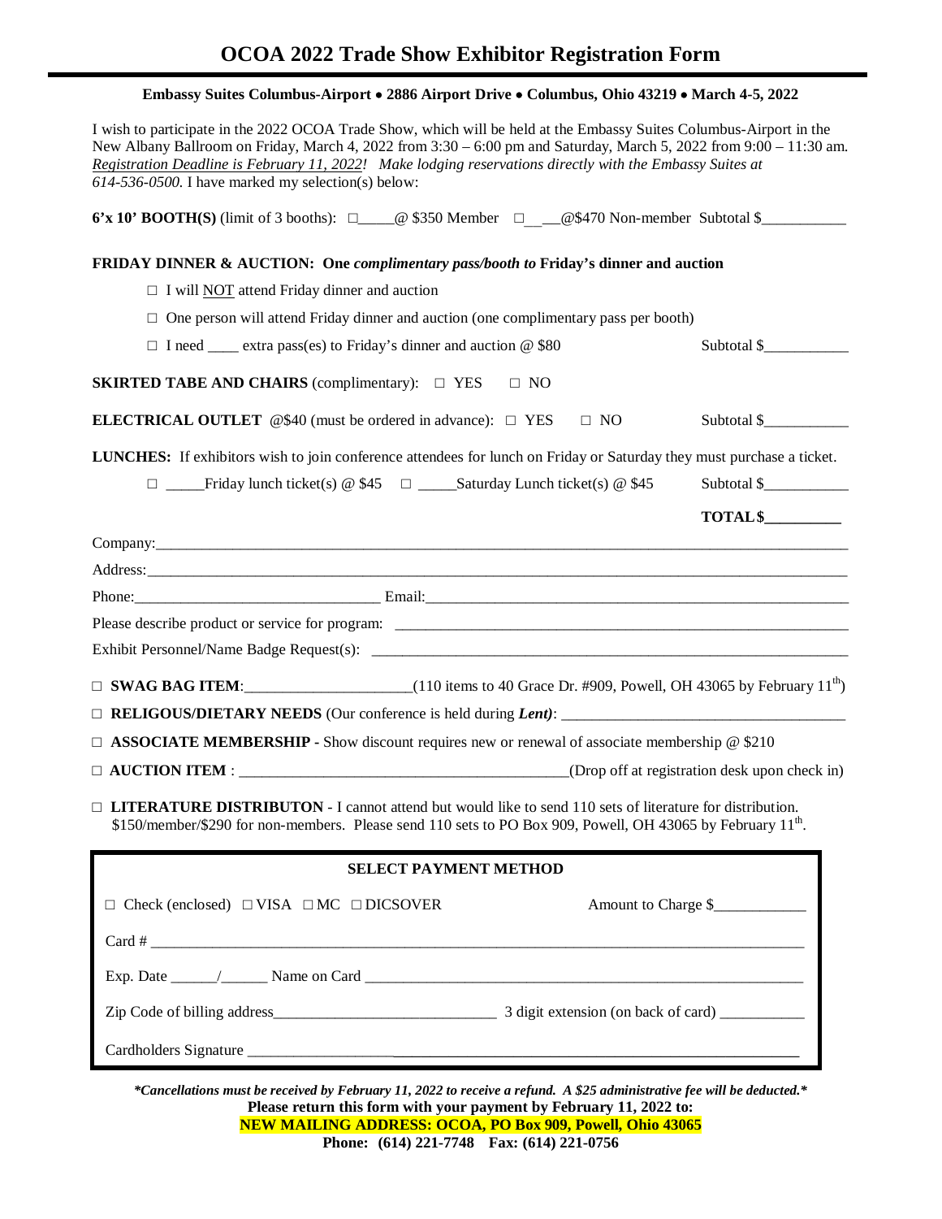# OCOA 2022 Trade Show Exhibitor Registration Form

**Embassy Suites Columbus-Airport • 2886 Airport Drive • Columbus, Ohio 43219 • March 4-5, 2022**

I wish to participate in the 2022 OCOA Trade Show, which will be held at the Embassy Suites Columbus-Airport in the New Albany Ballroom on Friday, March 4, 2022 from 3:30 – 6:00 pm and Saturday, March 5, 2022 from 9:00 – 11:30 am. *Registration Deadline is February 11, 2022! Make lodging reservations directly with the Embassy Suites at 614-536-0500.* I have marked my selection(s) below:

**6'x 10' BOOTH(S)** (limit of 3 booths): □_____@ $350 Member □_____@$470 Non-member Subtotal $___________

**FRIDAY DINNER & AUCTION: One *complimentary pass/booth to* Friday's dinner and auction**

□ I will NOT attend Friday dinner and auction

□ One person will attend Friday dinner and auction (one complimentary pass per booth)

□ I need ____ extra pass(es) to Friday's dinner and auction @ $80 Subtotal $___________

**SKIRTED TABE AND CHAIRS** (complimentary): □ YES □ NO

**ELECTRICAL OUTLET** @$40 (must be ordered in advance): □ YES □ NO Subtotal $___________

**LUNCHES:** If exhibitors wish to join conference attendees for lunch on Friday or Saturday they must purchase a ticket.

□ _____Friday lunch ticket(s) @ $45 □ _____Saturday Lunch ticket(s) @ $45 Subtotal $___________

**TOTAL $__________**

Company:_______________________________________________________________________________

Address:________________________________________________________________________________

Phone:_______________________________ Email:___________________________________________

Please describe product or service for program: ___________________________________________

Exhibit Personnel/Name Badge Request(s): ________________________________________________

□ **SWAG BAG ITEM**:_____________________(110 items to 40 Grace Dr. #909, Powell, OH 43065 by February 11th)

□ **RELIGOUS/DIETARY NEEDS** (Our conference is held during ***Lent)***: ___________________________

□ **ASSOCIATE MEMBERSHIP** - Show discount requires new or renewal of associate membership @ $210

□ **AUCTION ITEM** : ________________________________________(Drop off at registration desk upon check in)

□ **LITERATURE DISTRIBUTON** - I cannot attend but would like to send 110 sets of literature for distribution. $150/member/$290 for non-members. Please send 110 sets to PO Box 909, Powell, OH 43065 by February 11th.

**SELECT PAYMENT METHOD**

□ Check (enclosed) □ VISA □ MC □ DICSOVER Amount to Charge $____________

Card # _________________________________________________________________________________

Exp. Date ______/______ Name on Card ______________________________________________________

Zip Code of billing address____________________________ 3 digit extension (on back of card) ___________

Cardholders Signature ____________________________________________________________________

***\*Cancellations must be received by February 11, 2022 to receive a refund. A $25 administrative fee will be deducted.\****

**Please return this form with your payment by February 11, 2022 to:**

**NEW MAILING ADDRESS: OCOA, PO Box 909, Powell, Ohio 43065**

**Phone: (614) 221-7748 Fax: (614) 221-0756**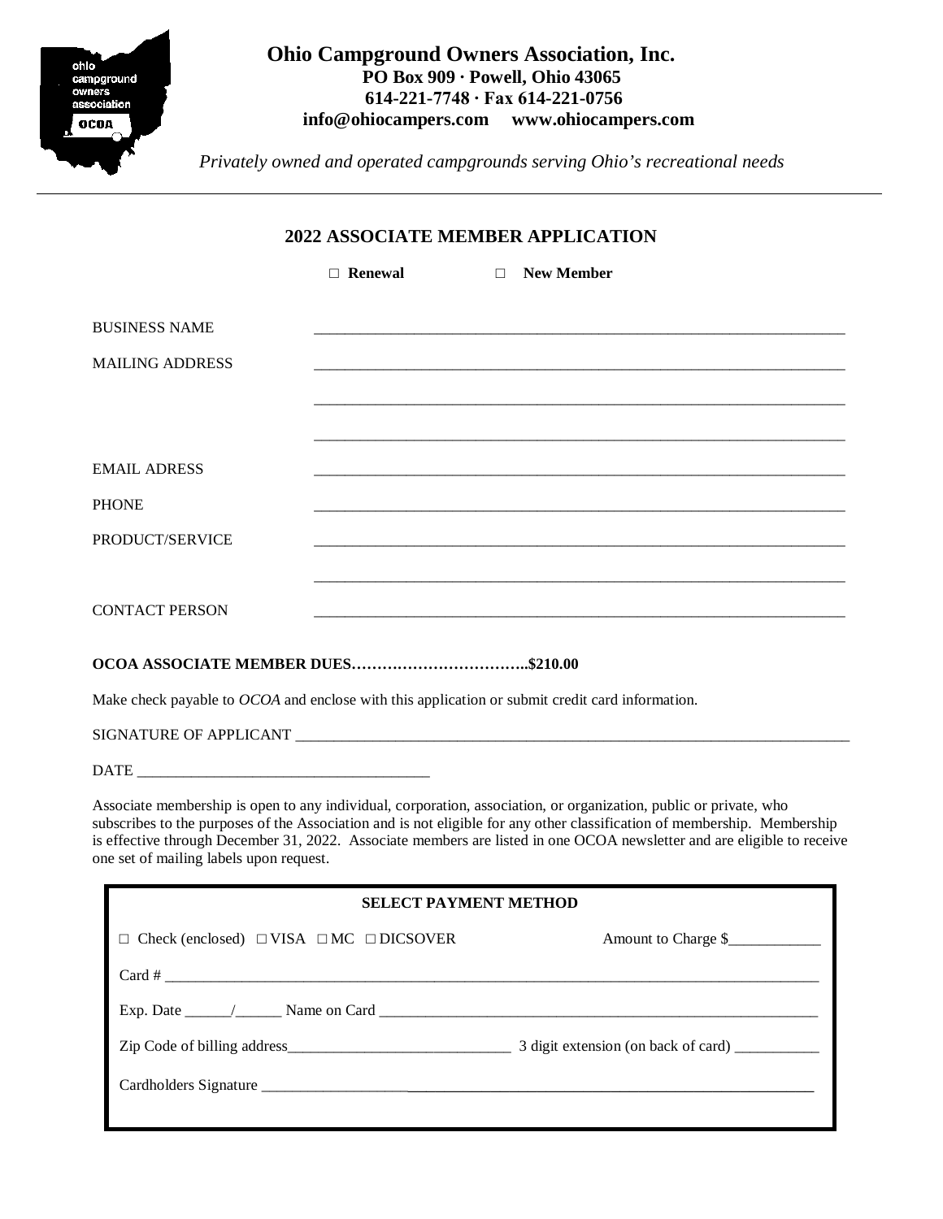**Ohio Campground Owners Association, Inc.**
**PO Box 909 · Powell, Ohio 43065**
**614-221-7748 · Fax 614-221-0756**
**info@ohiocampers.com www.ohiocampers.com**

*Privately owned and operated campgrounds serving Ohio's recreational needs*

---

## 2022 ASSOCIATE MEMBER APPLICATION

□ **Renewal** □ **New Member**

BUSINESS NAME ____________________________________________

MAILING ADDRESS ____________________________________________

____________________________________________

____________________________________________

EMAIL ADRESS ____________________________________________

PHONE ____________________________________________

PRODUCT/SERVICE ____________________________________________

____________________________________________

CONTACT PERSON ____________________________________________

**OCOA ASSOCIATE MEMBER DUES……………………………..$210.00**

Make check payable to *OCOA* and enclose with this application or submit credit card information.

SIGNATURE OF APPLICANT ____________________________________________

DATE ______________________________

Associate membership is open to any individual, corporation, association, or organization, public or private, who subscribes to the purposes of the Association and is not eligible for any other classification of membership. Membership is effective through December 31, 2022. Associate members are listed in one OCOA newsletter and are eligible to receive one set of mailing labels upon request.

**SELECT PAYMENT METHOD**

□ Check (enclosed) □ VISA □ MC □ DICSOVER Amount to Charge $____________

Card # ____________________________________________

Exp. Date ______/______ Name on Card ____________________________________________

Zip Code of billing address____________________________ 3 digit extension (on back of card) ___________

Cardholders Signature ____________________________________________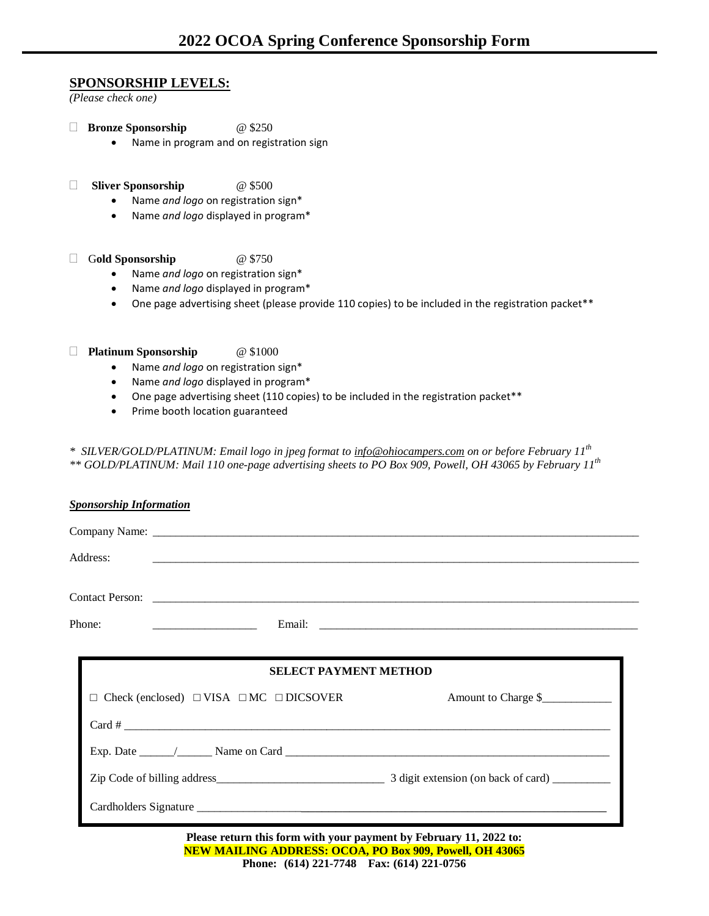# 2022 OCOA Spring Conference Sponsorship Form

## SPONSORSHIP LEVELS:

*(Please check one)*

☐ **Bronze Sponsorship** @ $250

- Name in program and on registration sign

☐ **Sliver Sponsorship** @ $500

- Name *and logo* on registration sign*
- Name *and logo* displayed in program*

☐ G**old Sponsorship** @ $750

- Name *and logo* on registration sign*
- Name *and logo* displayed in program*
- One page advertising sheet (please provide 110 copies) to be included in the registration packet**

☐ **Platinum Sponsorship** @ $1000

- Name *and logo* on registration sign*
- Name *and logo* displayed in program*
- One page advertising sheet (110 copies) to be included in the registration packet**
- Prime booth location guaranteed

*\* SILVER/GOLD/PLATINUM: Email logo in jpeg format to info@ohiocampers.com on or before February 11th*
*\*\* GOLD/PLATINUM: Mail 110 one-page advertising sheets to PO Box 909, Powell, OH 43065 by February 11th*

***Sponsorship Information***

Company Name: ______________________________________________

Address: ______________________________________________

Contact Person: ______________________________________________

Phone: __________________ Email: ______________________________

**SELECT PAYMENT METHOD**

☐ Check (enclosed) ☐ VISA ☐ MC ☐ DICSOVER Amount to Charge $____________

Card # ______________________________________________

Exp. Date ______/______ Name on Card ______________________________

Zip Code of billing address____________________________ 3 digit extension (on back of card) __________

Cardholders Signature ______________________________________________

**Please return this form with your payment by February 11, 2022 to:**
**NEW MAILING ADDRESS: OCOA, PO Box 909, Powell, OH 43065**
**Phone: (614) 221-7748 Fax: (614) 221-0756**